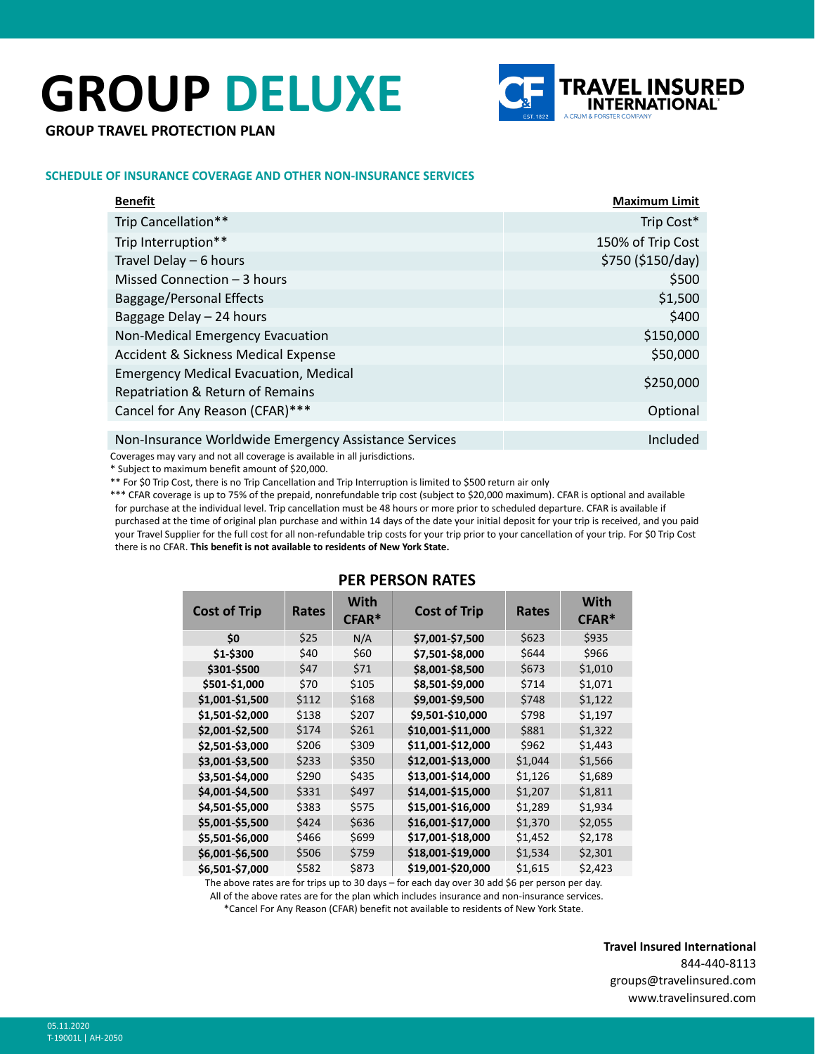# GROUP DELUXE

TRAVEL INSURED INTERNATIONAL
A CRUM & FORSTER COMPANY

**GROUP TRAVEL PROTECTION PLAN**

## SCHEDULE OF INSURANCE COVERAGE AND OTHER NON-INSURANCE SERVICES

| Benefit | Maximum Limit |
|---|---|
| Trip Cancellation** | Trip Cost* |
| Trip Interruption** | 150% of Trip Cost |
| Travel Delay – 6 hours | $750 ($150/day) |
| Missed Connection – 3 hours | $500 |
| Baggage/Personal Effects | $1,500 |
| Baggage Delay – 24 hours | $400 |
| Non-Medical Emergency Evacuation | $150,000 |
| Accident & Sickness Medical Expense | $50,000 |
| Emergency Medical Evacuation, Medical Repatriation & Return of Remains | $250,000 |
| Cancel for Any Reason (CFAR)*** | Optional |
| Non-Insurance Worldwide Emergency Assistance Services | Included |

Coverages may vary and not all coverage is available in all jurisdictions.

* Subject to maximum benefit amount of $20,000.

** For $0 Trip Cost, there is no Trip Cancellation and Trip Interruption is limited to $500 return air only

*** CFAR coverage is up to 75% of the prepaid, nonrefundable trip cost (subject to $20,000 maximum). CFAR is optional and available for purchase at the individual level. Trip cancellation must be 48 hours or more prior to scheduled departure. CFAR is available if purchased at the time of original plan purchase and within 14 days of the date your initial deposit for your trip is received, and you paid your Travel Supplier for the full cost for all non-refundable trip costs for your trip prior to your cancellation of your trip. For $0 Trip Cost there is no CFAR. **This benefit is not available to residents of New York State.**

## PER PERSON RATES

| Cost of Trip | Rates | With CFAR* | Cost of Trip | Rates | With CFAR* |
|---|---|---|---|---|---|
| **$0** | $25 | N/A | **$7,001-$7,500** | $623 | $935 |
| **$1-$300** | $40 | $60 | **$7,501-$8,000** | $644 | $966 |
| **$301-$500** | $47 | $71 | **$8,001-$8,500** | $673 | $1,010 |
| **$501-$1,000** | $70 | $105 | **$8,501-$9,000** | $714 | $1,071 |
| **$1,001-$1,500** | $112 | $168 | **$9,001-$9,500** | $748 | $1,122 |
| **$1,501-$2,000** | $138 | $207 | **$9,501-$10,000** | $798 | $1,197 |
| **$2,001-$2,500** | $174 | $261 | **$10,001-$11,000** | $881 | $1,322 |
| **$2,501-$3,000** | $206 | $309 | **$11,001-$12,000** | $962 | $1,443 |
| **$3,001-$3,500** | $233 | $350 | **$12,001-$13,000** | $1,044 | $1,566 |
| **$3,501-$4,000** | $290 | $435 | **$13,001-$14,000** | $1,126 | $1,689 |
| **$4,001-$4,500** | $331 | $497 | **$14,001-$15,000** | $1,207 | $1,811 |
| **$4,501-$5,000** | $383 | $575 | **$15,001-$16,000** | $1,289 | $1,934 |
| **$5,001-$5,500** | $424 | $636 | **$16,001-$17,000** | $1,370 | $2,055 |
| **$5,501-$6,000** | $466 | $699 | **$17,001-$18,000** | $1,452 | $2,178 |
| **$6,001-$6,500** | $506 | $759 | **$18,001-$19,000** | $1,534 | $2,301 |
| **$6,501-$7,000** | $582 | $873 | **$19,001-$20,000** | $1,615 | $2,423 |

The above rates are for trips up to 30 days – for each day over 30 add $6 per person per day.
All of the above rates are for the plan which includes insurance and non-insurance services.
*Cancel For Any Reason (CFAR) benefit not available to residents of New York State.

**Travel Insured International**
844-440-8113
groups@travelinsured.com
www.travelinsured.com

05.11.2020
T-19001L | AH-2050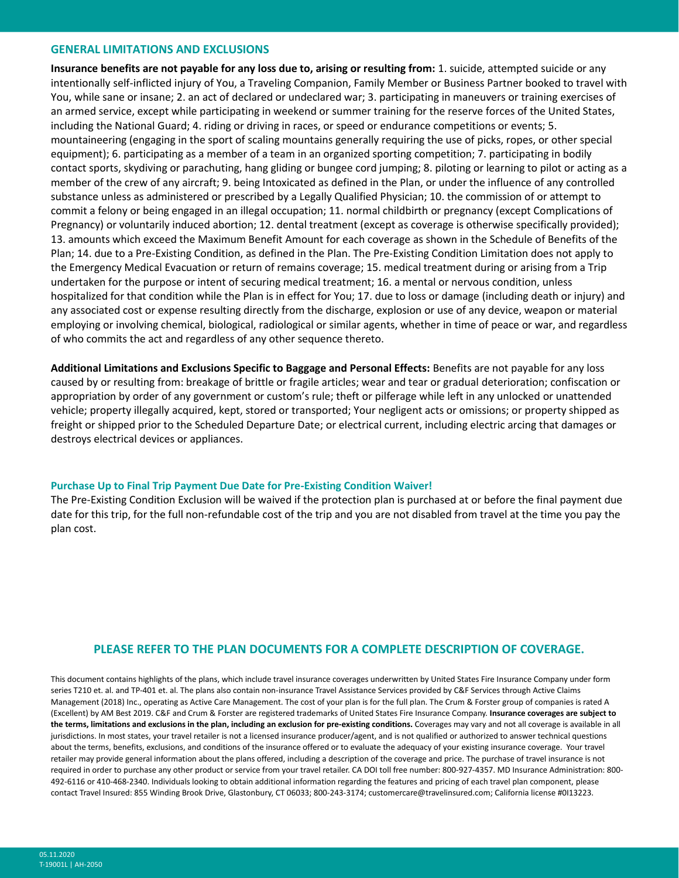## GENERAL LIMITATIONS AND EXCLUSIONS

**Insurance benefits are not payable for any loss due to, arising or resulting from:** 1. suicide, attempted suicide or any intentionally self-inflicted injury of You, a Traveling Companion, Family Member or Business Partner booked to travel with You, while sane or insane; 2. an act of declared or undeclared war; 3. participating in maneuvers or training exercises of an armed service, except while participating in weekend or summer training for the reserve forces of the United States, including the National Guard; 4. riding or driving in races, or speed or endurance competitions or events; 5. mountaineering (engaging in the sport of scaling mountains generally requiring the use of picks, ropes, or other special equipment); 6. participating as a member of a team in an organized sporting competition; 7. participating in bodily contact sports, skydiving or parachuting, hang gliding or bungee cord jumping; 8. piloting or learning to pilot or acting as a member of the crew of any aircraft; 9. being Intoxicated as defined in the Plan, or under the influence of any controlled substance unless as administered or prescribed by a Legally Qualified Physician; 10. the commission of or attempt to commit a felony or being engaged in an illegal occupation; 11. normal childbirth or pregnancy (except Complications of Pregnancy) or voluntarily induced abortion; 12. dental treatment (except as coverage is otherwise specifically provided); 13. amounts which exceed the Maximum Benefit Amount for each coverage as shown in the Schedule of Benefits of the Plan; 14. due to a Pre-Existing Condition, as defined in the Plan. The Pre-Existing Condition Limitation does not apply to the Emergency Medical Evacuation or return of remains coverage; 15. medical treatment during or arising from a Trip undertaken for the purpose or intent of securing medical treatment; 16. a mental or nervous condition, unless hospitalized for that condition while the Plan is in effect for You; 17. due to loss or damage (including death or injury) and any associated cost or expense resulting directly from the discharge, explosion or use of any device, weapon or material employing or involving chemical, biological, radiological or similar agents, whether in time of peace or war, and regardless of who commits the act and regardless of any other sequence thereto.

**Additional Limitations and Exclusions Specific to Baggage and Personal Effects:** Benefits are not payable for any loss caused by or resulting from: breakage of brittle or fragile articles; wear and tear or gradual deterioration; confiscation or appropriation by order of any government or custom's rule; theft or pilferage while left in any unlocked or unattended vehicle; property illegally acquired, kept, stored or transported; Your negligent acts or omissions; or property shipped as freight or shipped prior to the Scheduled Departure Date; or electrical current, including electric arcing that damages or destroys electrical devices or appliances.

### Purchase Up to Final Trip Payment Due Date for Pre-Existing Condition Waiver!

The Pre-Existing Condition Exclusion will be waived if the protection plan is purchased at or before the final payment due date for this trip, for the full non-refundable cost of the trip and you are not disabled from travel at the time you pay the plan cost.

## PLEASE REFER TO THE PLAN DOCUMENTS FOR A COMPLETE DESCRIPTION OF COVERAGE.

This document contains highlights of the plans, which include travel insurance coverages underwritten by United States Fire Insurance Company under form series T210 et. al. and TP-401 et. al. The plans also contain non-insurance Travel Assistance Services provided by C&F Services through Active Claims Management (2018) Inc., operating as Active Care Management. The cost of your plan is for the full plan. The Crum & Forster group of companies is rated A (Excellent) by AM Best 2019. C&F and Crum & Forster are registered trademarks of United States Fire Insurance Company. **Insurance coverages are subject to the terms, limitations and exclusions in the plan, including an exclusion for pre-existing conditions.** Coverages may vary and not all coverage is available in all jurisdictions. In most states, your travel retailer is not a licensed insurance producer/agent, and is not qualified or authorized to answer technical questions about the terms, benefits, exclusions, and conditions of the insurance offered or to evaluate the adequacy of your existing insurance coverage. Your travel retailer may provide general information about the plans offered, including a description of the coverage and price. The purchase of travel insurance is not required in order to purchase any other product or service from your travel retailer. CA DOI toll free number: 800-927-4357. MD Insurance Administration: 800-492-6116 or 410-468-2340. Individuals looking to obtain additional information regarding the features and pricing of each travel plan component, please contact Travel Insured: 855 Winding Brook Drive, Glastonbury, CT 06033; 800-243-3174; customercare@travelinsured.com; California license #0I13223.

05.11.2020
T-19001L | AH-2050